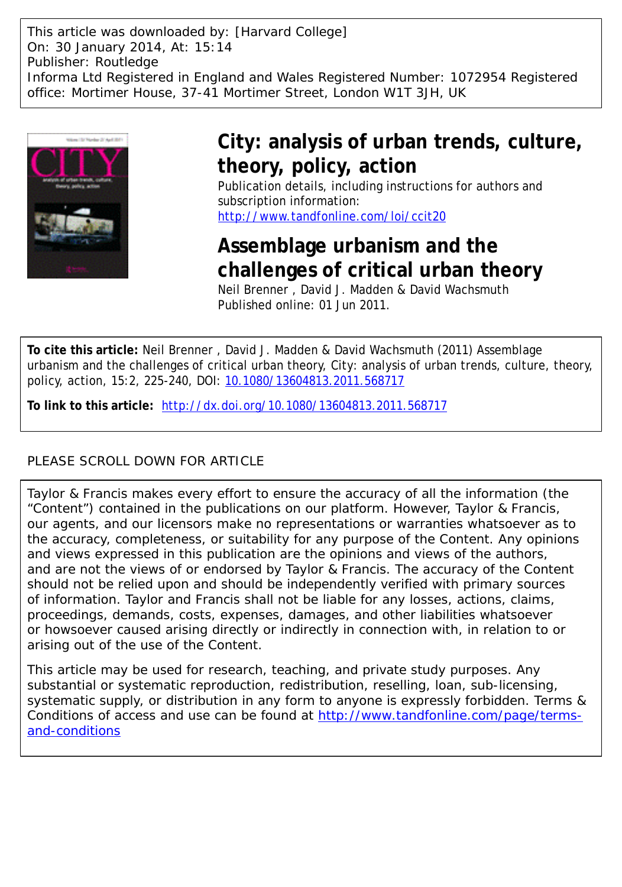This article was downloaded by: [Harvard College]
On: 30 January 2014, At: 15:14
Publisher: Routledge
Informa Ltd Registered in England and Wales Registered Number: 1072954 Registered office: Mortimer House, 37-41 Mortimer Street, London W1T 3JH, UK

# City: analysis of urban trends, culture, theory, policy, action

Publication details, including instructions for authors and subscription information:
http://www.tandfonline.com/loi/ccit20

## Assemblage urbanism and the challenges of critical urban theory

Neil Brenner , David J. Madden & David Wachsmuth
Published online: 01 Jun 2011.

**To cite this article:** Neil Brenner , David J. Madden & David Wachsmuth (2011) Assemblage urbanism and the challenges of critical urban theory, City: analysis of urban trends, culture, theory, policy, action, 15:2, 225-240, DOI: 10.1080/13604813.2011.568717

**To link to this article:** http://dx.doi.org/10.1080/13604813.2011.568717

PLEASE SCROLL DOWN FOR ARTICLE

Taylor & Francis makes every effort to ensure the accuracy of all the information (the "Content") contained in the publications on our platform. However, Taylor & Francis, our agents, and our licensors make no representations or warranties whatsoever as to the accuracy, completeness, or suitability for any purpose of the Content. Any opinions and views expressed in this publication are the opinions and views of the authors, and are not the views of or endorsed by Taylor & Francis. The accuracy of the Content should not be relied upon and should be independently verified with primary sources of information. Taylor and Francis shall not be liable for any losses, actions, claims, proceedings, demands, costs, expenses, damages, and other liabilities whatsoever or howsoever caused arising directly or indirectly in connection with, in relation to or arising out of the use of the Content.

This article may be used for research, teaching, and private study purposes. Any substantial or systematic reproduction, redistribution, reselling, loan, sub-licensing, systematic supply, or distribution in any form to anyone is expressly forbidden. Terms & Conditions of access and use can be found at http://www.tandfonline.com/page/terms-and-conditions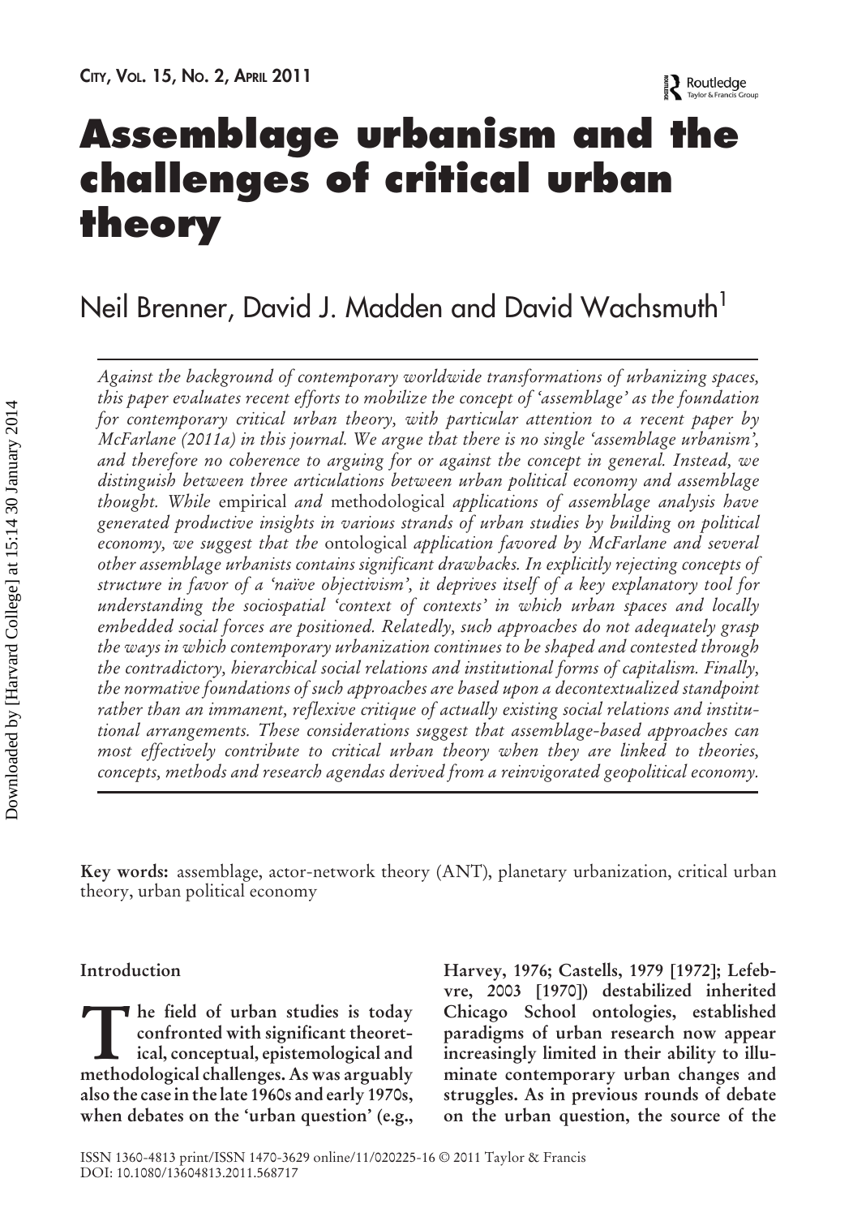# Assemblage urbanism and the challenges of critical urban theory

Neil Brenner, David J. Madden and David Wachsmuth[1]

*Against the background of contemporary worldwide transformations of urbanizing spaces, this paper evaluates recent efforts to mobilize the concept of 'assemblage' as the foundation for contemporary critical urban theory, with particular attention to a recent paper by McFarlane (2011a) in this journal. We argue that there is no single 'assemblage urbanism', and therefore no coherence to arguing for or against the concept in general. Instead, we distinguish between three articulations between urban political economy and assemblage thought. While* empirical *and* methodological *applications of assemblage analysis have generated productive insights in various strands of urban studies by building on political economy, we suggest that the* ontological *application favored by McFarlane and several other assemblage urbanists contains significant drawbacks. In explicitly rejecting concepts of structure in favor of a 'naïve objectivism', it deprives itself of a key explanatory tool for understanding the sociospatial 'context of contexts' in which urban spaces and locally embedded social forces are positioned. Relatedly, such approaches do not adequately grasp the ways in which contemporary urbanization continues to be shaped and contested through the contradictory, hierarchical social relations and institutional forms of capitalism. Finally, the normative foundations of such approaches are based upon a decontextualized standpoint rather than an immanent, reflexive critique of actually existing social relations and institutional arrangements. These considerations suggest that assemblage-based approaches can most effectively contribute to critical urban theory when they are linked to theories, concepts, methods and research agendas derived from a reinvigorated geopolitical economy.*

**Key words:** assemblage, actor-network theory (ANT), planetary urbanization, critical urban theory, urban political economy

## Introduction

**The field of urban studies is today confronted with significant theoretical, conceptual, epistemological and methodological challenges. As was arguably also the case in the late 1960s and early 1970s, when debates on the 'urban question' (e.g., Harvey, 1976; Castells, 1979 [1972]; Lefebvre, 2003 [1970]) destabilized inherited Chicago School ontologies, established paradigms of urban research now appear increasingly limited in their ability to illuminate contemporary urban changes and struggles. As in previous rounds of debate on the urban question, the source of the**

ISSN 1360-4813 print/ISSN 1470-3629 online/11/020225-16 © 2011 Taylor & Francis
DOI: 10.1080/13604813.2011.568717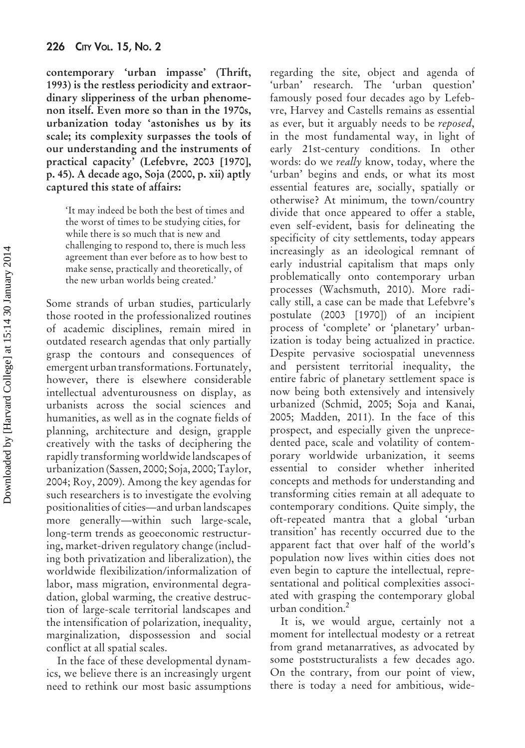**contemporary 'urban impasse' (Thrift, 1993) is the restless periodicity and extraordinary slipperiness of the urban phenomenon itself. Even more so than in the 1970s, urbanization today 'astonishes us by its scale; its complexity surpasses the tools of our understanding and the instruments of practical capacity' (Lefebvre, 2003 [1970], p. 45). A decade ago, Soja (2000, p. xii) aptly captured this state of affairs:**

> 'It may indeed be both the best of times and the worst of times to be studying cities, for while there is so much that is new and challenging to respond to, there is much less agreement than ever before as to how best to make sense, practically and theoretically, of the new urban worlds being created.'

Some strands of urban studies, particularly those rooted in the professionalized routines of academic disciplines, remain mired in outdated research agendas that only partially grasp the contours and consequences of emergent urban transformations. Fortunately, however, there is elsewhere considerable intellectual adventurousness on display, as urbanists across the social sciences and humanities, as well as in the cognate fields of planning, architecture and design, grapple creatively with the tasks of deciphering the rapidly transforming worldwide landscapes of urbanization (Sassen, 2000; Soja, 2000; Taylor, 2004; Roy, 2009). Among the key agendas for such researchers is to investigate the evolving positionalities of cities—and urban landscapes more generally—within such large-scale, long-term trends as geoeconomic restructuring, market-driven regulatory change (including both privatization and liberalization), the worldwide flexibilization/informalization of labor, mass migration, environmental degradation, global warming, the creative destruction of large-scale territorial landscapes and the intensification of polarization, inequality, marginalization, dispossession and social conflict at all spatial scales.

In the face of these developmental dynamics, we believe there is an increasingly urgent need to rethink our most basic assumptions regarding the site, object and agenda of 'urban' research. The 'urban question' famously posed four decades ago by Lefebvre, Harvey and Castells remains as essential as ever, but it arguably needs to be *reposed*, in the most fundamental way, in light of early 21st-century conditions. In other words: do we *really* know, today, where the 'urban' begins and ends, or what its most essential features are, socially, spatially or otherwise? At minimum, the town/country divide that once appeared to offer a stable, even self-evident, basis for delineating the specificity of city settlements, today appears increasingly as an ideological remnant of early industrial capitalism that maps only problematically onto contemporary urban processes (Wachsmuth, 2010). More radically still, a case can be made that Lefebvre's postulate (2003 [1970]) of an incipient process of 'complete' or 'planetary' urbanization is today being actualized in practice. Despite pervasive sociospatial unevenness and persistent territorial inequality, the entire fabric of planetary settlement space is now being both extensively and intensively urbanized (Schmid, 2005; Soja and Kanai, 2005; Madden, 2011). In the face of this prospect, and especially given the unprecedented pace, scale and volatility of contemporary worldwide urbanization, it seems essential to consider whether inherited concepts and methods for understanding and transforming cities remain at all adequate to contemporary conditions. Quite simply, the oft-repeated mantra that a global 'urban transition' has recently occurred due to the apparent fact that over half of the world's population now lives within cities does not even begin to capture the intellectual, representational and political complexities associated with grasping the contemporary global urban condition.[2]

It is, we would argue, certainly not a moment for intellectual modesty or a retreat from grand metanarratives, as advocated by some poststructuralists a few decades ago. On the contrary, from our point of view, there is today a need for ambitious, wide-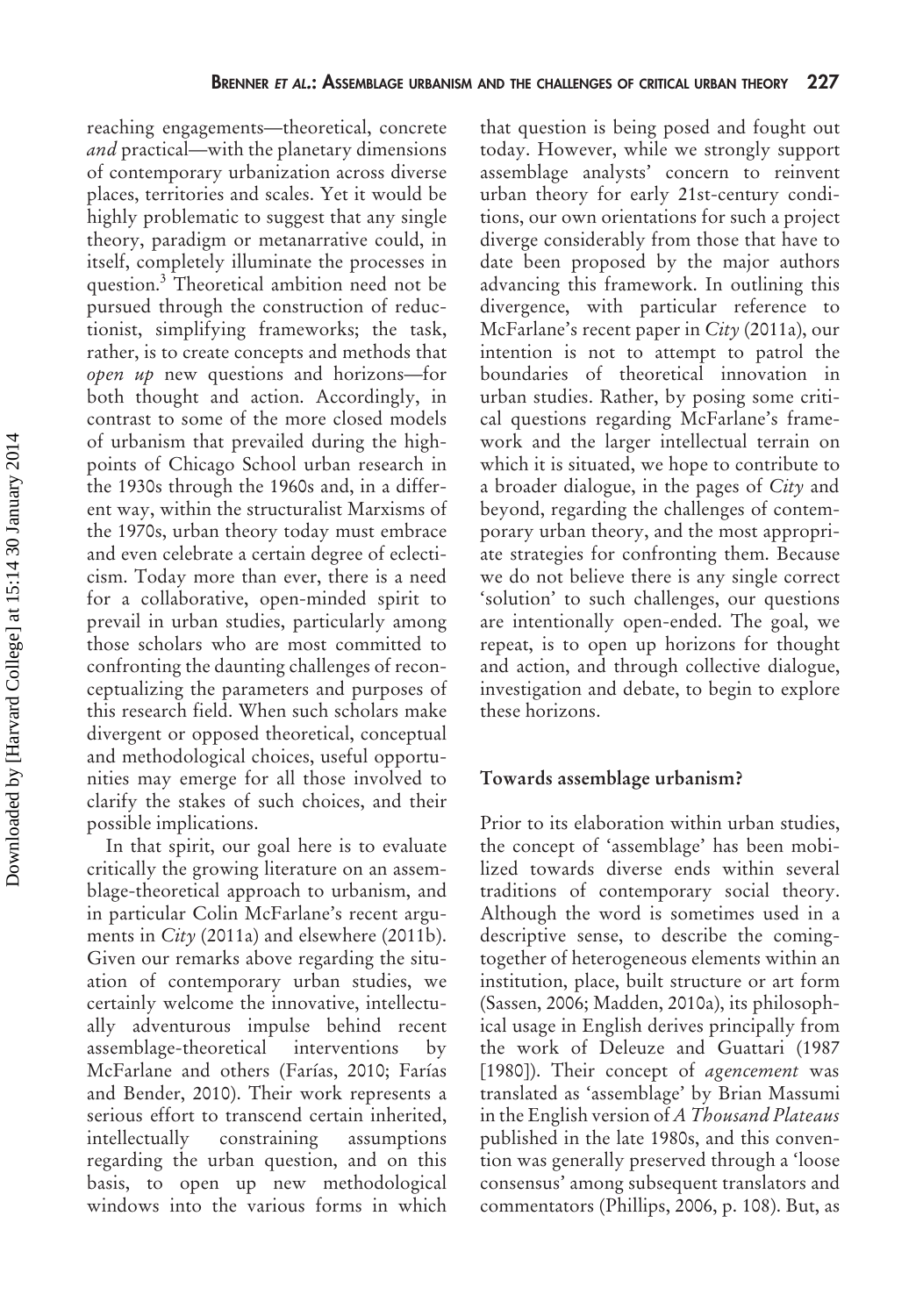reaching engagements—theoretical, concrete *and* practical—with the planetary dimensions of contemporary urbanization across diverse places, territories and scales. Yet it would be highly problematic to suggest that any single theory, paradigm or metanarrative could, in itself, completely illuminate the processes in question.[3] Theoretical ambition need not be pursued through the construction of reductionist, simplifying frameworks; the task, rather, is to create concepts and methods that *open up* new questions and horizons—for both thought and action. Accordingly, in contrast to some of the more closed models of urbanism that prevailed during the high-points of Chicago School urban research in the 1930s through the 1960s and, in a different way, within the structuralist Marxisms of the 1970s, urban theory today must embrace and even celebrate a certain degree of eclecticism. Today more than ever, there is a need for a collaborative, open-minded spirit to prevail in urban studies, particularly among those scholars who are most committed to confronting the daunting challenges of reconceptualizing the parameters and purposes of this research field. When such scholars make divergent or opposed theoretical, conceptual and methodological choices, useful opportunities may emerge for all those involved to clarify the stakes of such choices, and their possible implications.

In that spirit, our goal here is to evaluate critically the growing literature on an assemblage-theoretical approach to urbanism, and in particular Colin McFarlane's recent arguments in *City* (2011a) and elsewhere (2011b). Given our remarks above regarding the situation of contemporary urban studies, we certainly welcome the innovative, intellectually adventurous impulse behind recent assemblage-theoretical interventions by McFarlane and others (Farías, 2010; Farías and Bender, 2010). Their work represents a serious effort to transcend certain inherited, intellectually constraining assumptions regarding the urban question, and on this basis, to open up new methodological windows into the various forms in which that question is being posed and fought out today. However, while we strongly support assemblage analysts' concern to reinvent urban theory for early 21st-century conditions, our own orientations for such a project diverge considerably from those that have to date been proposed by the major authors advancing this framework. In outlining this divergence, with particular reference to McFarlane's recent paper in *City* (2011a), our intention is not to attempt to patrol the boundaries of theoretical innovation in urban studies. Rather, by posing some critical questions regarding McFarlane's framework and the larger intellectual terrain on which it is situated, we hope to contribute to a broader dialogue, in the pages of *City* and beyond, regarding the challenges of contemporary urban theory, and the most appropriate strategies for confronting them. Because we do not believe there is any single correct 'solution' to such challenges, our questions are intentionally open-ended. The goal, we repeat, is to open up horizons for thought and action, and through collective dialogue, investigation and debate, to begin to explore these horizons.

## Towards assemblage urbanism?

Prior to its elaboration within urban studies, the concept of 'assemblage' has been mobilized towards diverse ends within several traditions of contemporary social theory. Although the word is sometimes used in a descriptive sense, to describe the coming-together of heterogeneous elements within an institution, place, built structure or art form (Sassen, 2006; Madden, 2010a), its philosophical usage in English derives principally from the work of Deleuze and Guattari (1987 [1980]). Their concept of *agencement* was translated as 'assemblage' by Brian Massumi in the English version of *A Thousand Plateaus* published in the late 1980s, and this convention was generally preserved through a 'loose consensus' among subsequent translators and commentators (Phillips, 2006, p. 108). But, as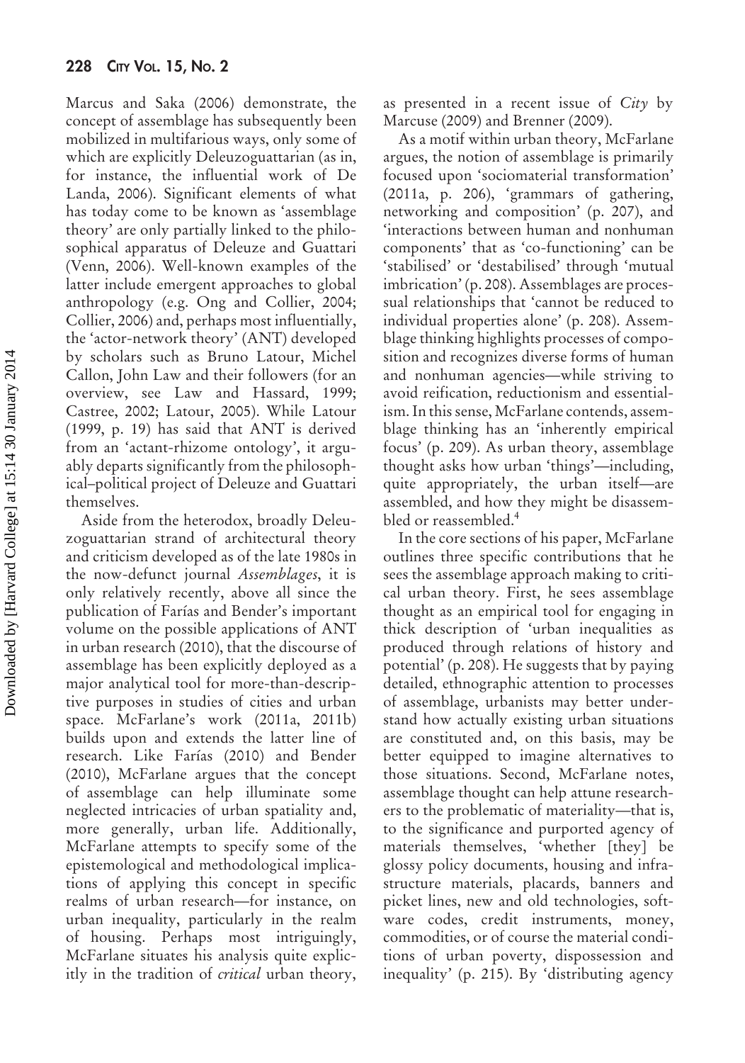Marcus and Saka (2006) demonstrate, the concept of assemblage has subsequently been mobilized in multifarious ways, only some of which are explicitly Deleuzoguattarian (as in, for instance, the influential work of De Landa, 2006). Significant elements of what has today come to be known as 'assemblage theory' are only partially linked to the philosophical apparatus of Deleuze and Guattari (Venn, 2006). Well-known examples of the latter include emergent approaches to global anthropology (e.g. Ong and Collier, 2004; Collier, 2006) and, perhaps most influentially, the 'actor-network theory' (ANT) developed by scholars such as Bruno Latour, Michel Callon, John Law and their followers (for an overview, see Law and Hassard, 1999; Castree, 2002; Latour, 2005). While Latour (1999, p. 19) has said that ANT is derived from an 'actant-rhizome ontology', it arguably departs significantly from the philosophical–political project of Deleuze and Guattari themselves.

Aside from the heterodox, broadly Deleuzoguattarian strand of architectural theory and criticism developed as of the late 1980s in the now-defunct journal *Assemblages*, it is only relatively recently, above all since the publication of Farías and Bender's important volume on the possible applications of ANT in urban research (2010), that the discourse of assemblage has been explicitly deployed as a major analytical tool for more-than-descriptive purposes in studies of cities and urban space. McFarlane's work (2011a, 2011b) builds upon and extends the latter line of research. Like Farías (2010) and Bender (2010), McFarlane argues that the concept of assemblage can help illuminate some neglected intricacies of urban spatiality and, more generally, urban life. Additionally, McFarlane attempts to specify some of the epistemological and methodological implications of applying this concept in specific realms of urban research—for instance, on urban inequality, particularly in the realm of housing. Perhaps most intriguingly, McFarlane situates his analysis quite explicitly in the tradition of *critical* urban theory, as presented in a recent issue of *City* by Marcuse (2009) and Brenner (2009).

As a motif within urban theory, McFarlane argues, the notion of assemblage is primarily focused upon 'sociomaterial transformation' (2011a, p. 206), 'grammars of gathering, networking and composition' (p. 207), and 'interactions between human and nonhuman components' that as 'co-functioning' can be 'stabilised' or 'destabilised' through 'mutual imbrication' (p. 208). Assemblages are processual relationships that 'cannot be reduced to individual properties alone' (p. 208). Assemblage thinking highlights processes of composition and recognizes diverse forms of human and nonhuman agencies—while striving to avoid reification, reductionism and essentialism. In this sense, McFarlane contends, assemblage thinking has an 'inherently empirical focus' (p. 209). As urban theory, assemblage thought asks how urban 'things'—including, quite appropriately, the urban itself—are assembled, and how they might be disassembled or reassembled.[4]

In the core sections of his paper, McFarlane outlines three specific contributions that he sees the assemblage approach making to critical urban theory. First, he sees assemblage thought as an empirical tool for engaging in thick description of 'urban inequalities as produced through relations of history and potential' (p. 208). He suggests that by paying detailed, ethnographic attention to processes of assemblage, urbanists may better understand how actually existing urban situations are constituted and, on this basis, may be better equipped to imagine alternatives to those situations. Second, McFarlane notes, assemblage thought can help attune researchers to the problematic of materiality—that is, to the significance and purported agency of materials themselves, 'whether [they] be glossy policy documents, housing and infrastructure materials, placards, banners and picket lines, new and old technologies, software codes, credit instruments, money, commodities, or of course the material conditions of urban poverty, dispossession and inequality' (p. 215). By 'distributing agency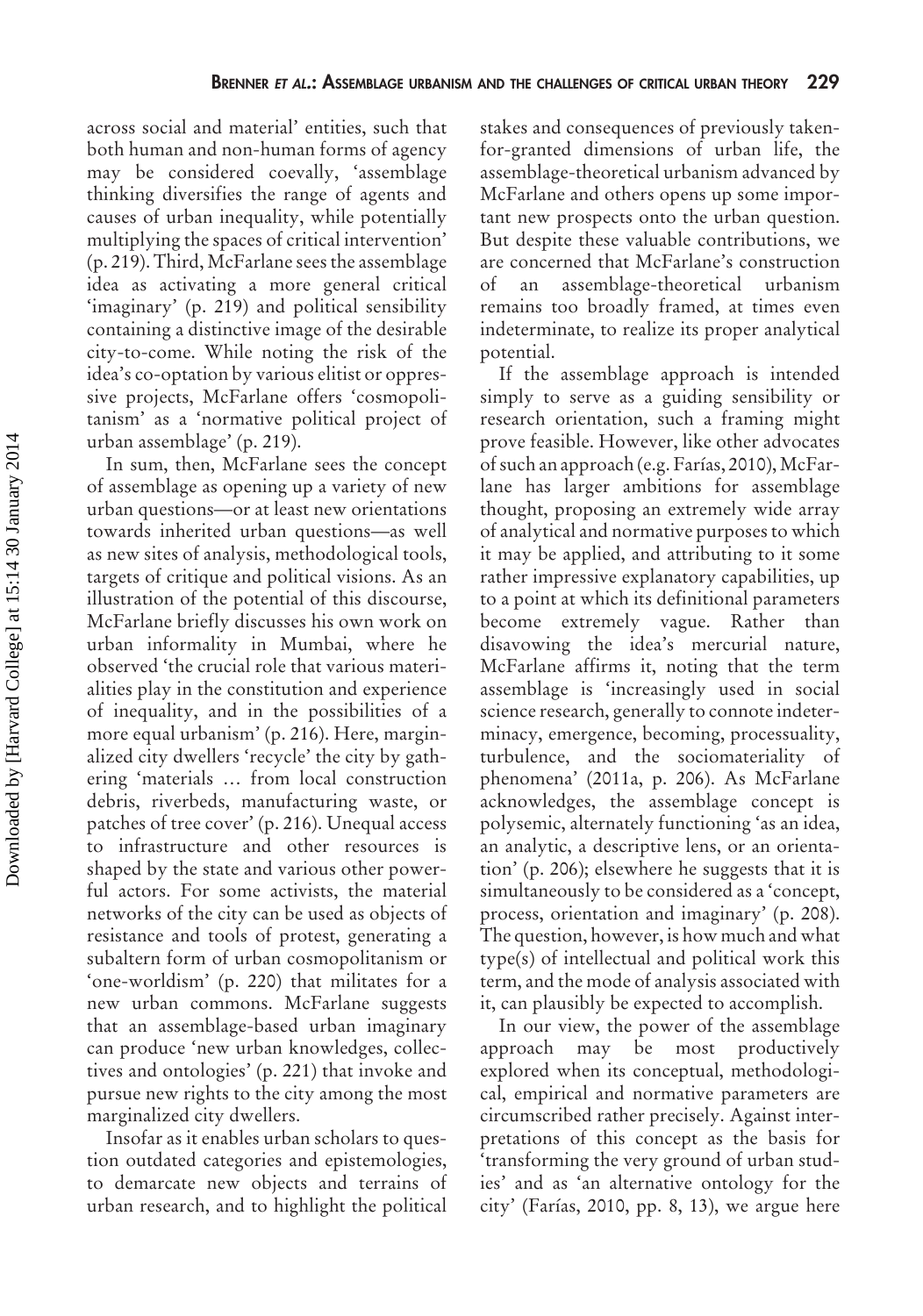across social and material' entities, such that both human and non-human forms of agency may be considered coevally, 'assemblage thinking diversifies the range of agents and causes of urban inequality, while potentially multiplying the spaces of critical intervention' (p. 219). Third, McFarlane sees the assemblage idea as activating a more general critical 'imaginary' (p. 219) and political sensibility containing a distinctive image of the desirable city-to-come. While noting the risk of the idea's co-optation by various elitist or oppressive projects, McFarlane offers 'cosmopolitanism' as a 'normative political project of urban assemblage' (p. 219).

In sum, then, McFarlane sees the concept of assemblage as opening up a variety of new urban questions—or at least new orientations towards inherited urban questions—as well as new sites of analysis, methodological tools, targets of critique and political visions. As an illustration of the potential of this discourse, McFarlane briefly discusses his own work on urban informality in Mumbai, where he observed 'the crucial role that various materialities play in the constitution and experience of inequality, and in the possibilities of a more equal urbanism' (p. 216). Here, marginalized city dwellers 'recycle' the city by gathering 'materials … from local construction debris, riverbeds, manufacturing waste, or patches of tree cover' (p. 216). Unequal access to infrastructure and other resources is shaped by the state and various other powerful actors. For some activists, the material networks of the city can be used as objects of resistance and tools of protest, generating a subaltern form of urban cosmopolitanism or 'one-worldism' (p. 220) that militates for a new urban commons. McFarlane suggests that an assemblage-based urban imaginary can produce 'new urban knowledges, collectives and ontologies' (p. 221) that invoke and pursue new rights to the city among the most marginalized city dwellers.

Insofar as it enables urban scholars to question outdated categories and epistemologies, to demarcate new objects and terrains of urban research, and to highlight the political stakes and consequences of previously taken-for-granted dimensions of urban life, the assemblage-theoretical urbanism advanced by McFarlane and others opens up some important new prospects onto the urban question. But despite these valuable contributions, we are concerned that McFarlane's construction of an assemblage-theoretical urbanism remains too broadly framed, at times even indeterminate, to realize its proper analytical potential.

If the assemblage approach is intended simply to serve as a guiding sensibility or research orientation, such a framing might prove feasible. However, like other advocates of such an approach (e.g. Farías, 2010), McFarlane has larger ambitions for assemblage thought, proposing an extremely wide array of analytical and normative purposes to which it may be applied, and attributing to it some rather impressive explanatory capabilities, up to a point at which its definitional parameters become extremely vague. Rather than disavowing the idea's mercurial nature, McFarlane affirms it, noting that the term assemblage is 'increasingly used in social science research, generally to connote indeterminacy, emergence, becoming, processuality, turbulence, and the sociomateriality of phenomena' (2011a, p. 206). As McFarlane acknowledges, the assemblage concept is polysemic, alternately functioning 'as an idea, an analytic, a descriptive lens, or an orientation' (p. 206); elsewhere he suggests that it is simultaneously to be considered as a 'concept, process, orientation and imaginary' (p. 208). The question, however, is how much and what type(s) of intellectual and political work this term, and the mode of analysis associated with it, can plausibly be expected to accomplish.

In our view, the power of the assemblage approach may be most productively explored when its conceptual, methodological, empirical and normative parameters are circumscribed rather precisely. Against interpretations of this concept as the basis for 'transforming the very ground of urban studies' and as 'an alternative ontology for the city' (Farías, 2010, pp. 8, 13), we argue here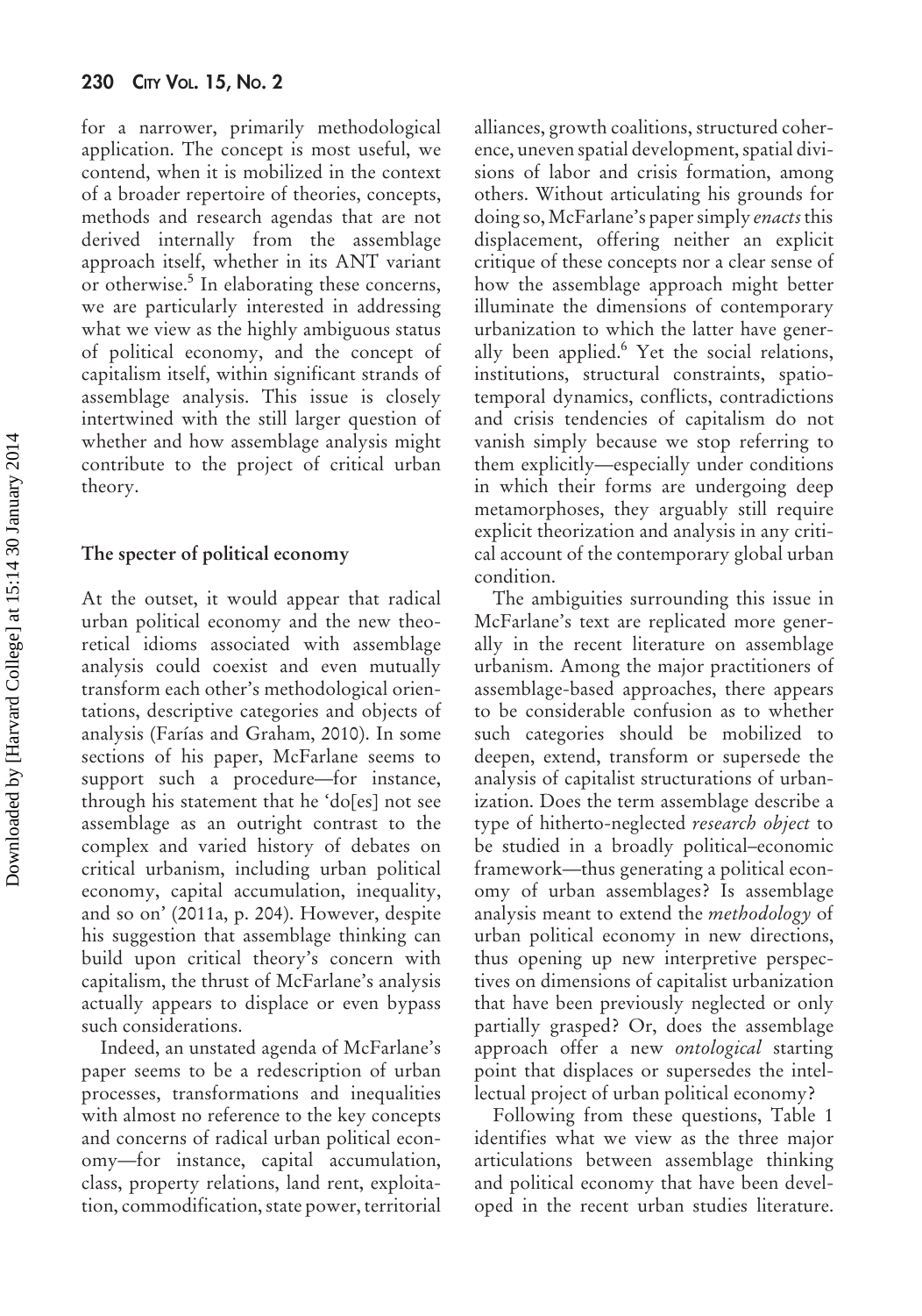for a narrower, primarily methodological application. The concept is most useful, we contend, when it is mobilized in the context of a broader repertoire of theories, concepts, methods and research agendas that are not derived internally from the assemblage approach itself, whether in its ANT variant or otherwise.[5] In elaborating these concerns, we are particularly interested in addressing what we view as the highly ambiguous status of political economy, and the concept of capitalism itself, within significant strands of assemblage analysis. This issue is closely intertwined with the still larger question of whether and how assemblage analysis might contribute to the project of critical urban theory.

## The specter of political economy

At the outset, it would appear that radical urban political economy and the new theoretical idioms associated with assemblage analysis could coexist and even mutually transform each other's methodological orientations, descriptive categories and objects of analysis (Farías and Graham, 2010). In some sections of his paper, McFarlane seems to support such a procedure—for instance, through his statement that he 'do[es] not see assemblage as an outright contrast to the complex and varied history of debates on critical urbanism, including urban political economy, capital accumulation, inequality, and so on' (2011a, p. 204). However, despite his suggestion that assemblage thinking can build upon critical theory's concern with capitalism, the thrust of McFarlane's analysis actually appears to displace or even bypass such considerations.

Indeed, an unstated agenda of McFarlane's paper seems to be a redescription of urban processes, transformations and inequalities with almost no reference to the key concepts and concerns of radical urban political economy—for instance, capital accumulation, class, property relations, land rent, exploitation, commodification, state power, territorial alliances, growth coalitions, structured coherence, uneven spatial development, spatial divisions of labor and crisis formation, among others. Without articulating his grounds for doing so, McFarlane's paper simply *enacts* this displacement, offering neither an explicit critique of these concepts nor a clear sense of how the assemblage approach might better illuminate the dimensions of contemporary urbanization to which the latter have generally been applied.[6] Yet the social relations, institutions, structural constraints, spatio-temporal dynamics, conflicts, contradictions and crisis tendencies of capitalism do not vanish simply because we stop referring to them explicitly—especially under conditions in which their forms are undergoing deep metamorphoses, they arguably still require explicit theorization and analysis in any critical account of the contemporary global urban condition.

The ambiguities surrounding this issue in McFarlane's text are replicated more generally in the recent literature on assemblage urbanism. Among the major practitioners of assemblage-based approaches, there appears to be considerable confusion as to whether such categories should be mobilized to deepen, extend, transform or supersede the analysis of capitalist structurations of urbanization. Does the term assemblage describe a type of hitherto-neglected *research object* to be studied in a broadly political–economic framework—thus generating a political economy of urban assemblages? Is assemblage analysis meant to extend the *methodology* of urban political economy in new directions, thus opening up new interpretive perspectives on dimensions of capitalist urbanization that have been previously neglected or only partially grasped? Or, does the assemblage approach offer a new *ontological* starting point that displaces or supersedes the intellectual project of urban political economy?

Following from these questions, Table 1 identifies what we view as the three major articulations between assemblage thinking and political economy that have been developed in the recent urban studies literature.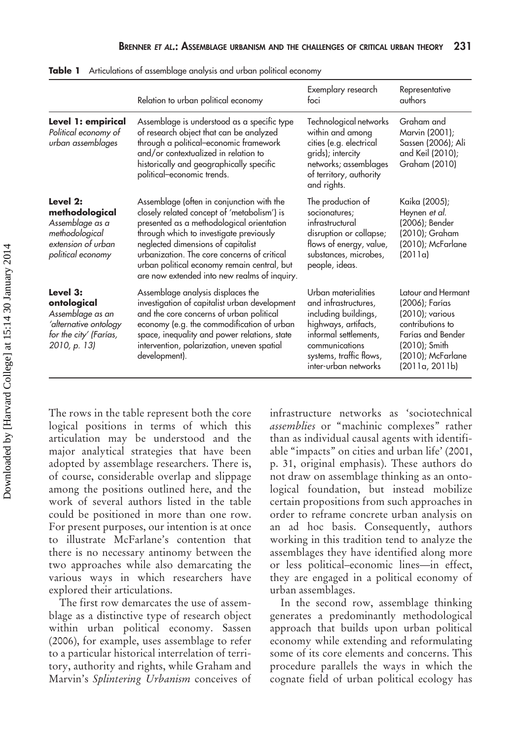**Table 1** Articulations of assemblage analysis and urban political economy

| | Relation to urban political economy | Exemplary research foci | Representative authors |
|---|---|---|---|
| **Level 1: empirical** *Political economy of urban assemblages* | Assemblage is understood as a specific type of research object that can be analyzed through a political–economic framework and/or contextualized in relation to historically and geographically specific political–economic trends. | Technological networks within and among cities (e.g. electrical grids); intercity networks; assemblages of territory, authority and rights. | Graham and Marvin (2001); Sassen (2006); Ali and Keil (2010); Graham (2010) |
| **Level 2: methodological** *Assemblage as a methodological extension of urban political economy* | Assemblage (often in conjunction with the closely related concept of 'metabolism') is presented as a methodological orientation through which to investigate previously neglected dimensions of capitalist urbanization. The core concerns of critical urban political economy remain central, but are now extended into new realms of inquiry. | The production of socionatures; infrastructural disruption or collapse; flows of energy, value, substances, microbes, people, ideas. | Kaika (2005); Heynen *et al.* (2006); Bender (2010); Graham (2010); McFarlane (2011a) |
| **Level 3: ontological** *Assemblage as an 'alternative ontology for the city' (Farías, 2010, p. 13)* | Assemblage analysis displaces the investigation of capitalist urban development and the core concerns of urban political economy (e.g. the commodification of urban space, inequality and power relations, state intervention, polarization, uneven spatial development). | Urban materialities and infrastructures, including buildings, highways, artifacts, informal settlements, communications systems, traffic flows, inter-urban networks | Latour and Hermant (2006); Farías (2010); various contributions to Farías and Bender (2010); Smith (2010); McFarlane (2011a, 2011b) |

The rows in the table represent both the core logical positions in terms of which this articulation may be understood and the major analytical strategies that have been adopted by assemblage researchers. There is, of course, considerable overlap and slippage among the positions outlined here, and the work of several authors listed in the table could be positioned in more than one row. For present purposes, our intention is at once to illustrate McFarlane's contention that there is no necessary antinomy between the two approaches while also demarcating the various ways in which researchers have explored their articulations.

The first row demarcates the use of assemblage as a distinctive type of research object within urban political economy. Sassen (2006), for example, uses assemblage to refer to a particular historical interrelation of territory, authority and rights, while Graham and Marvin's *Splintering Urbanism* conceives of infrastructure networks as 'sociotechnical *assemblies* or "machinic complexes" rather than as individual causal agents with identifiable "impacts" on cities and urban life' (2001, p. 31, original emphasis). These authors do not draw on assemblage thinking as an ontological foundation, but instead mobilize certain propositions from such approaches in order to reframe concrete urban analysis on an ad hoc basis. Consequently, authors working in this tradition tend to analyze the assemblages they have identified along more or less political–economic lines—in effect, they are engaged in a political economy of urban assemblages.

In the second row, assemblage thinking generates a predominantly methodological approach that builds upon urban political economy while extending and reformulating some of its core elements and concerns. This procedure parallels the ways in which the cognate field of urban political ecology has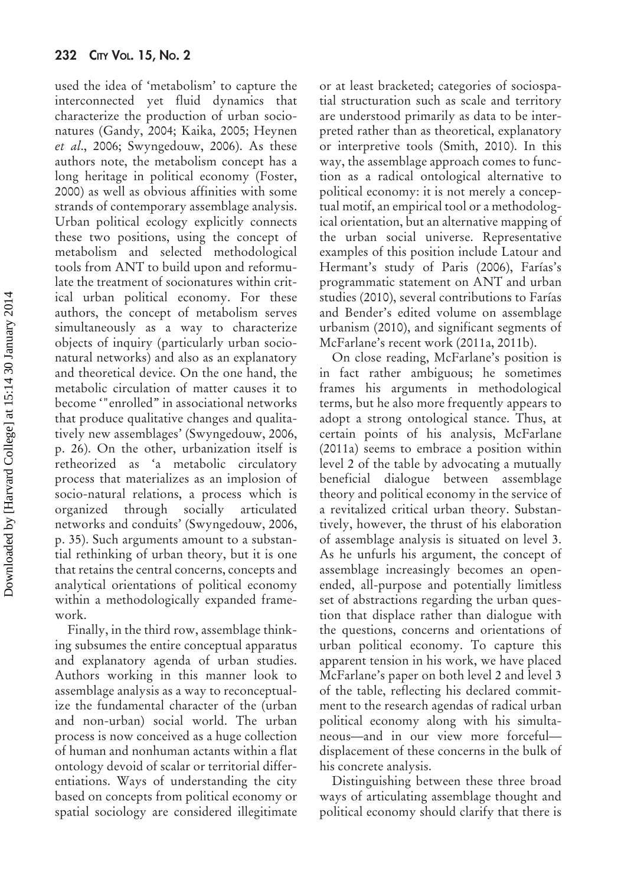used the idea of 'metabolism' to capture the interconnected yet fluid dynamics that characterize the production of urban socionatures (Gandy, 2004; Kaika, 2005; Heynen *et al*., 2006; Swyngedouw, 2006). As these authors note, the metabolism concept has a long heritage in political economy (Foster, 2000) as well as obvious affinities with some strands of contemporary assemblage analysis. Urban political ecology explicitly connects these two positions, using the concept of metabolism and selected methodological tools from ANT to build upon and reformulate the treatment of socionatures within critical urban political economy. For these authors, the concept of metabolism serves simultaneously as a way to characterize objects of inquiry (particularly urban socionatural networks) and also as an explanatory and theoretical device. On the one hand, the metabolic circulation of matter causes it to become '"enrolled" in associational networks that produce qualitative changes and qualitatively new assemblages' (Swyngedouw, 2006, p. 26). On the other, urbanization itself is retheorized as 'a metabolic circulatory process that materializes as an implosion of socio-natural relations, a process which is organized through socially articulated networks and conduits' (Swyngedouw, 2006, p. 35). Such arguments amount to a substantial rethinking of urban theory, but it is one that retains the central concerns, concepts and analytical orientations of political economy within a methodologically expanded framework.

Finally, in the third row, assemblage thinking subsumes the entire conceptual apparatus and explanatory agenda of urban studies. Authors working in this manner look to assemblage analysis as a way to reconceptualize the fundamental character of the (urban and non-urban) social world. The urban process is now conceived as a huge collection of human and nonhuman actants within a flat ontology devoid of scalar or territorial differentiations. Ways of understanding the city based on concepts from political economy or spatial sociology are considered illegitimate or at least bracketed; categories of sociospatial structuration such as scale and territory are understood primarily as data to be interpreted rather than as theoretical, explanatory or interpretive tools (Smith, 2010). In this way, the assemblage approach comes to function as a radical ontological alternative to political economy: it is not merely a conceptual motif, an empirical tool or a methodological orientation, but an alternative mapping of the urban social universe. Representative examples of this position include Latour and Hermant's study of Paris (2006), Farías's programmatic statement on ANT and urban studies (2010), several contributions to Farías and Bender's edited volume on assemblage urbanism (2010), and significant segments of McFarlane's recent work (2011a, 2011b).

On close reading, McFarlane's position is in fact rather ambiguous; he sometimes frames his arguments in methodological terms, but he also more frequently appears to adopt a strong ontological stance. Thus, at certain points of his analysis, McFarlane (2011a) seems to embrace a position within level 2 of the table by advocating a mutually beneficial dialogue between assemblage theory and political economy in the service of a revitalized critical urban theory. Substantively, however, the thrust of his elaboration of assemblage analysis is situated on level 3. As he unfurls his argument, the concept of assemblage increasingly becomes an open-ended, all-purpose and potentially limitless set of abstractions regarding the urban question that displace rather than dialogue with the questions, concerns and orientations of urban political economy. To capture this apparent tension in his work, we have placed McFarlane's paper on both level 2 and level 3 of the table, reflecting his declared commitment to the research agendas of radical urban political economy along with his simultaneous—and in our view more forceful—displacement of these concerns in the bulk of his concrete analysis.

Distinguishing between these three broad ways of articulating assemblage thought and political economy should clarify that there is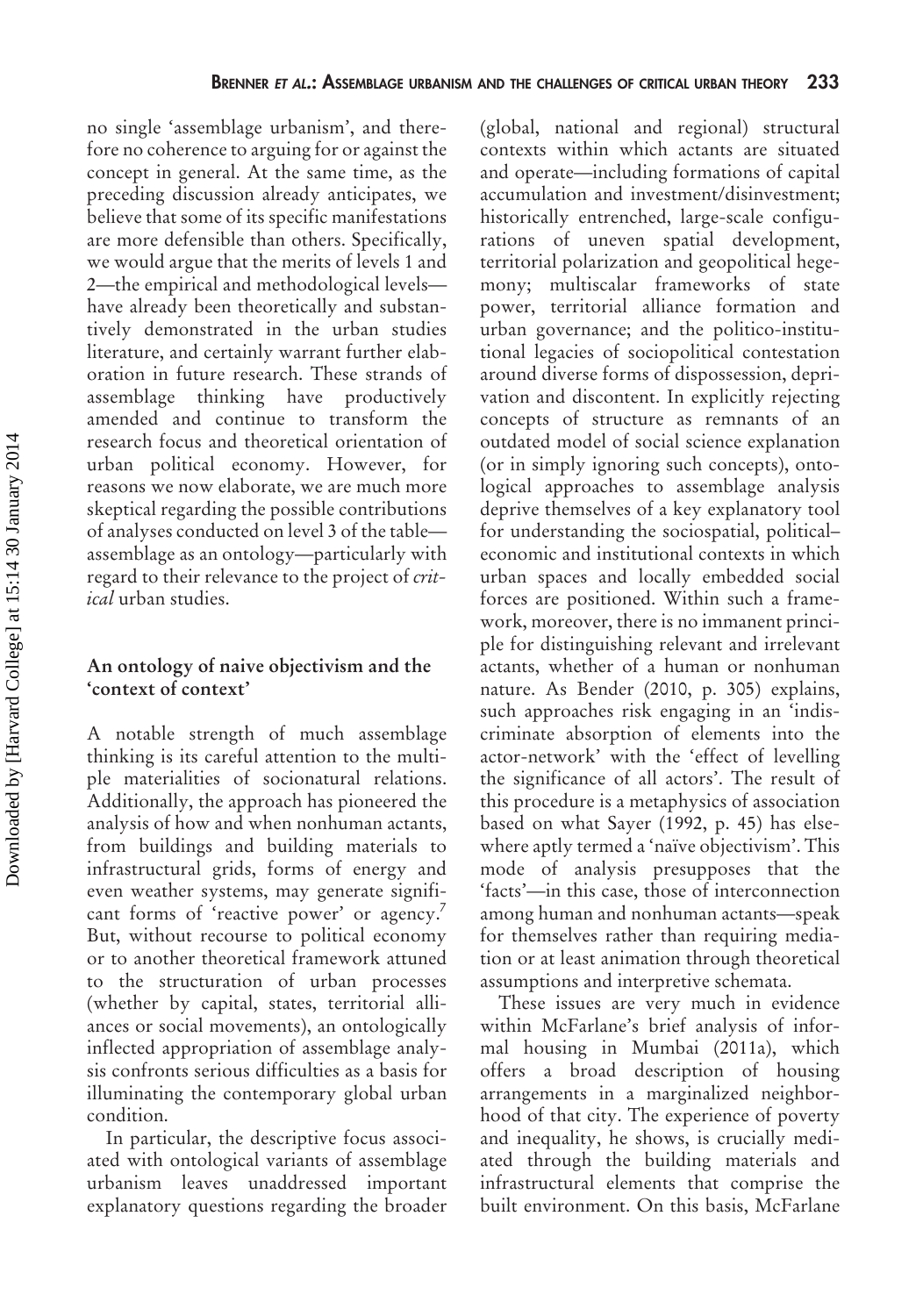no single 'assemblage urbanism', and therefore no coherence to arguing for or against the concept in general. At the same time, as the preceding discussion already anticipates, we believe that some of its specific manifestations are more defensible than others. Specifically, we would argue that the merits of levels 1 and 2—the empirical and methodological levels—have already been theoretically and substantively demonstrated in the urban studies literature, and certainly warrant further elaboration in future research. These strands of assemblage thinking have productively amended and continue to transform the research focus and theoretical orientation of urban political economy. However, for reasons we now elaborate, we are much more skeptical regarding the possible contributions of analyses conducted on level 3 of the table—assemblage as an ontology—particularly with regard to their relevance to the project of *critical* urban studies.

### An ontology of naive objectivism and the 'context of context'

A notable strength of much assemblage thinking is its careful attention to the multiple materialities of socionatural relations. Additionally, the approach has pioneered the analysis of how and when nonhuman actants, from buildings and building materials to infrastructural grids, forms of energy and even weather systems, may generate significant forms of 'reactive power' or agency.[7] But, without recourse to political economy or to another theoretical framework attuned to the structuration of urban processes (whether by capital, states, territorial alliances or social movements), an ontologically inflected appropriation of assemblage analysis confronts serious difficulties as a basis for illuminating the contemporary global urban condition.

In particular, the descriptive focus associated with ontological variants of assemblage urbanism leaves unaddressed important explanatory questions regarding the broader (global, national and regional) structural contexts within which actants are situated and operate—including formations of capital accumulation and investment/disinvestment; historically entrenched, large-scale configurations of uneven spatial development, territorial polarization and geopolitical hegemony; multiscalar frameworks of state power, territorial alliance formation and urban governance; and the politico-institutional legacies of sociopolitical contestation around diverse forms of dispossession, deprivation and discontent. In explicitly rejecting concepts of structure as remnants of an outdated model of social science explanation (or in simply ignoring such concepts), ontological approaches to assemblage analysis deprive themselves of a key explanatory tool for understanding the sociospatial, political–economic and institutional contexts in which urban spaces and locally embedded social forces are positioned. Within such a framework, moreover, there is no immanent principle for distinguishing relevant and irrelevant actants, whether of a human or nonhuman nature. As Bender (2010, p. 305) explains, such approaches risk engaging in an 'indiscriminate absorption of elements into the actor-network' with the 'effect of levelling the significance of all actors'. The result of this procedure is a metaphysics of association based on what Sayer (1992, p. 45) has elsewhere aptly termed a 'naïve objectivism'. This mode of analysis presupposes that the 'facts'—in this case, those of interconnection among human and nonhuman actants—speak for themselves rather than requiring mediation or at least animation through theoretical assumptions and interpretive schemata.

These issues are very much in evidence within McFarlane's brief analysis of informal housing in Mumbai (2011a), which offers a broad description of housing arrangements in a marginalized neighborhood of that city. The experience of poverty and inequality, he shows, is crucially mediated through the building materials and infrastructural elements that comprise the built environment. On this basis, McFarlane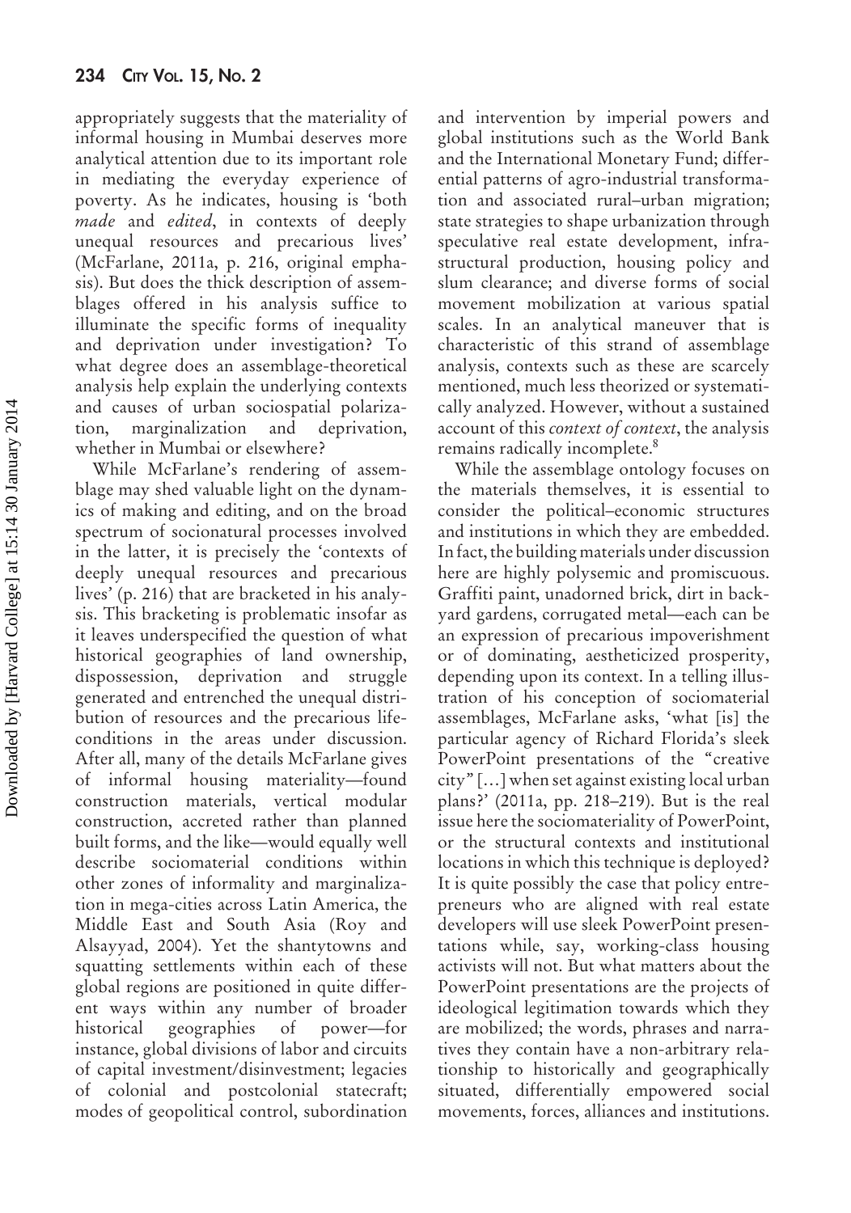appropriately suggests that the materiality of informal housing in Mumbai deserves more analytical attention due to its important role in mediating the everyday experience of poverty. As he indicates, housing is 'both *made* and *edited*, in contexts of deeply unequal resources and precarious lives' (McFarlane, 2011a, p. 216, original emphasis). But does the thick description of assemblages offered in his analysis suffice to illuminate the specific forms of inequality and deprivation under investigation? To what degree does an assemblage-theoretical analysis help explain the underlying contexts and causes of urban sociospatial polarization, marginalization and deprivation, whether in Mumbai or elsewhere?

While McFarlane's rendering of assemblage may shed valuable light on the dynamics of making and editing, and on the broad spectrum of socionatural processes involved in the latter, it is precisely the 'contexts of deeply unequal resources and precarious lives' (p. 216) that are bracketed in his analysis. This bracketing is problematic insofar as it leaves underspecified the question of what historical geographies of land ownership, dispossession, deprivation and struggle generated and entrenched the unequal distribution of resources and the precarious life-conditions in the areas under discussion. After all, many of the details McFarlane gives of informal housing materiality—found construction materials, vertical modular construction, accreted rather than planned built forms, and the like—would equally well describe sociomaterial conditions within other zones of informality and marginalization in mega-cities across Latin America, the Middle East and South Asia (Roy and Alsayyad, 2004). Yet the shantytowns and squatting settlements within each of these global regions are positioned in quite different ways within any number of broader historical geographies of power—for instance, global divisions of labor and circuits of capital investment/disinvestment; legacies of colonial and postcolonial statecraft; modes of geopolitical control, subordination and intervention by imperial powers and global institutions such as the World Bank and the International Monetary Fund; differential patterns of agro-industrial transformation and associated rural–urban migration; state strategies to shape urbanization through speculative real estate development, infrastructural production, housing policy and slum clearance; and diverse forms of social movement mobilization at various spatial scales. In an analytical maneuver that is characteristic of this strand of assemblage analysis, contexts such as these are scarcely mentioned, much less theorized or systematically analyzed. However, without a sustained account of this *context of context*, the analysis remains radically incomplete.[8]

While the assemblage ontology focuses on the materials themselves, it is essential to consider the political–economic structures and institutions in which they are embedded. In fact, the building materials under discussion here are highly polysemic and promiscuous. Graffiti paint, unadorned brick, dirt in backyard gardens, corrugated metal—each can be an expression of precarious impoverishment or of dominating, aestheticized prosperity, depending upon its context. In a telling illustration of his conception of sociomaterial assemblages, McFarlane asks, 'what [is] the particular agency of Richard Florida's sleek PowerPoint presentations of the "creative city" […] when set against existing local urban plans?' (2011a, pp. 218–219). But is the real issue here the sociomateriality of PowerPoint, or the structural contexts and institutional locations in which this technique is deployed? It is quite possibly the case that policy entrepreneurs who are aligned with real estate developers will use sleek PowerPoint presentations while, say, working-class housing activists will not. But what matters about the PowerPoint presentations are the projects of ideological legitimation towards which they are mobilized; the words, phrases and narratives they contain have a non-arbitrary relationship to historically and geographically situated, differentially empowered social movements, forces, alliances and institutions.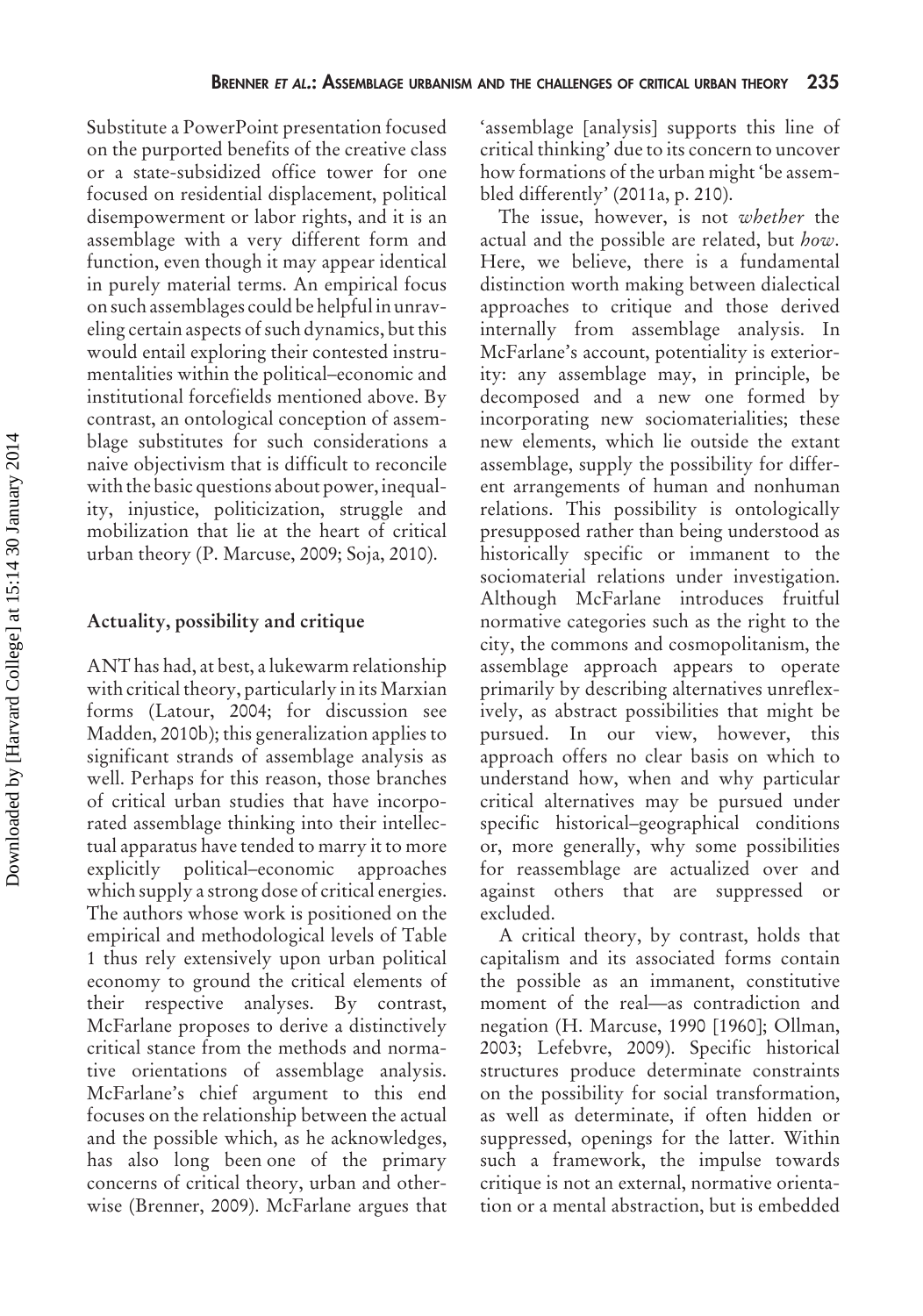Substitute a PowerPoint presentation focused on the purported benefits of the creative class or a state-subsidized office tower for one focused on residential displacement, political disempowerment or labor rights, and it is an assemblage with a very different form and function, even though it may appear identical in purely material terms. An empirical focus on such assemblages could be helpful in unraveling certain aspects of such dynamics, but this would entail exploring their contested instrumentalities within the political–economic and institutional forcefields mentioned above. By contrast, an ontological conception of assemblage substitutes for such considerations a naive objectivism that is difficult to reconcile with the basic questions about power, inequality, injustice, politicization, struggle and mobilization that lie at the heart of critical urban theory (P. Marcuse, 2009; Soja, 2010).

## Actuality, possibility and critique

ANT has had, at best, a lukewarm relationship with critical theory, particularly in its Marxian forms (Latour, 2004; for discussion see Madden, 2010b); this generalization applies to significant strands of assemblage analysis as well. Perhaps for this reason, those branches of critical urban studies that have incorporated assemblage thinking into their intellectual apparatus have tended to marry it to more explicitly political–economic approaches which supply a strong dose of critical energies. The authors whose work is positioned on the empirical and methodological levels of Table 1 thus rely extensively upon urban political economy to ground the critical elements of their respective analyses. By contrast, McFarlane proposes to derive a distinctively critical stance from the methods and normative orientations of assemblage analysis. McFarlane's chief argument to this end focuses on the relationship between the actual and the possible which, as he acknowledges, has also long been one of the primary concerns of critical theory, urban and otherwise (Brenner, 2009). McFarlane argues that 'assemblage [analysis] supports this line of critical thinking' due to its concern to uncover how formations of the urban might 'be assembled differently' (2011a, p. 210).

The issue, however, is not *whether* the actual and the possible are related, but *how*. Here, we believe, there is a fundamental distinction worth making between dialectical approaches to critique and those derived internally from assemblage analysis. In McFarlane's account, potentiality is exteriority: any assemblage may, in principle, be decomposed and a new one formed by incorporating new sociomaterialities; these new elements, which lie outside the extant assemblage, supply the possibility for different arrangements of human and nonhuman relations. This possibility is ontologically presupposed rather than being understood as historically specific or immanent to the sociomaterial relations under investigation. Although McFarlane introduces fruitful normative categories such as the right to the city, the commons and cosmopolitanism, the assemblage approach appears to operate primarily by describing alternatives unreflexively, as abstract possibilities that might be pursued. In our view, however, this approach offers no clear basis on which to understand how, when and why particular critical alternatives may be pursued under specific historical–geographical conditions or, more generally, why some possibilities for reassemblage are actualized over and against others that are suppressed or excluded.

A critical theory, by contrast, holds that capitalism and its associated forms contain the possible as an immanent, constitutive moment of the real—as contradiction and negation (H. Marcuse, 1990 [1960]; Ollman, 2003; Lefebvre, 2009). Specific historical structures produce determinate constraints on the possibility for social transformation, as well as determinate, if often hidden or suppressed, openings for the latter. Within such a framework, the impulse towards critique is not an external, normative orientation or a mental abstraction, but is embedded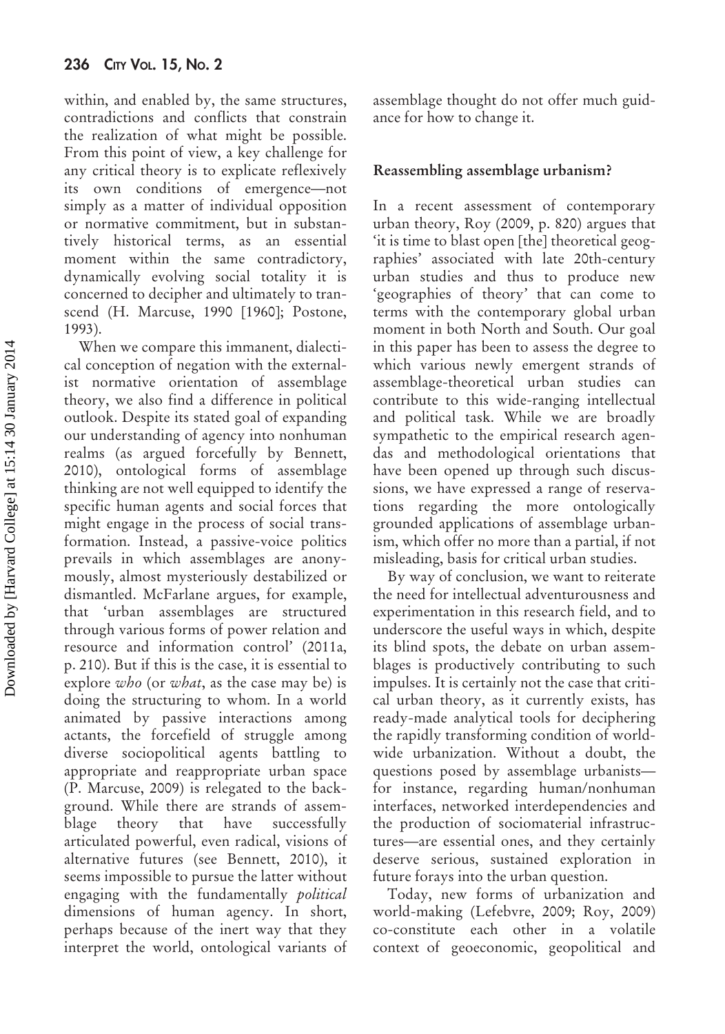within, and enabled by, the same structures, contradictions and conflicts that constrain the realization of what might be possible. From this point of view, a key challenge for any critical theory is to explicate reflexively its own conditions of emergence—not simply as a matter of individual opposition or normative commitment, but in substantively historical terms, as an essential moment within the same contradictory, dynamically evolving social totality it is concerned to decipher and ultimately to transcend (H. Marcuse, 1990 [1960]; Postone, 1993).

When we compare this immanent, dialectical conception of negation with the externalist normative orientation of assemblage theory, we also find a difference in political outlook. Despite its stated goal of expanding our understanding of agency into nonhuman realms (as argued forcefully by Bennett, 2010), ontological forms of assemblage thinking are not well equipped to identify the specific human agents and social forces that might engage in the process of social transformation. Instead, a passive-voice politics prevails in which assemblages are anonymously, almost mysteriously destabilized or dismantled. McFarlane argues, for example, that 'urban assemblages are structured through various forms of power relation and resource and information control' (2011a, p. 210). But if this is the case, it is essential to explore *who* (or *what*, as the case may be) is doing the structuring to whom. In a world animated by passive interactions among actants, the forcefield of struggle among diverse sociopolitical agents battling to appropriate and reappropriate urban space (P. Marcuse, 2009) is relegated to the background. While there are strands of assemblage theory that have successfully articulated powerful, even radical, visions of alternative futures (see Bennett, 2010), it seems impossible to pursue the latter without engaging with the fundamentally *political* dimensions of human agency. In short, perhaps because of the inert way that they interpret the world, ontological variants of assemblage thought do not offer much guidance for how to change it.

## Reassembling assemblage urbanism?

In a recent assessment of contemporary urban theory, Roy (2009, p. 820) argues that 'it is time to blast open [the] theoretical geographies' associated with late 20th-century urban studies and thus to produce new 'geographies of theory' that can come to terms with the contemporary global urban moment in both North and South. Our goal in this paper has been to assess the degree to which various newly emergent strands of assemblage-theoretical urban studies can contribute to this wide-ranging intellectual and political task. While we are broadly sympathetic to the empirical research agendas and methodological orientations that have been opened up through such discussions, we have expressed a range of reservations regarding the more ontologically grounded applications of assemblage urbanism, which offer no more than a partial, if not misleading, basis for critical urban studies.

By way of conclusion, we want to reiterate the need for intellectual adventurousness and experimentation in this research field, and to underscore the useful ways in which, despite its blind spots, the debate on urban assemblages is productively contributing to such impulses. It is certainly not the case that critical urban theory, as it currently exists, has ready-made analytical tools for deciphering the rapidly transforming condition of worldwide urbanization. Without a doubt, the questions posed by assemblage urbanists—for instance, regarding human/nonhuman interfaces, networked interdependencies and the production of sociomaterial infrastructures—are essential ones, and they certainly deserve serious, sustained exploration in future forays into the urban question.

Today, new forms of urbanization and world-making (Lefebvre, 2009; Roy, 2009) co-constitute each other in a volatile context of geoeconomic, geopolitical and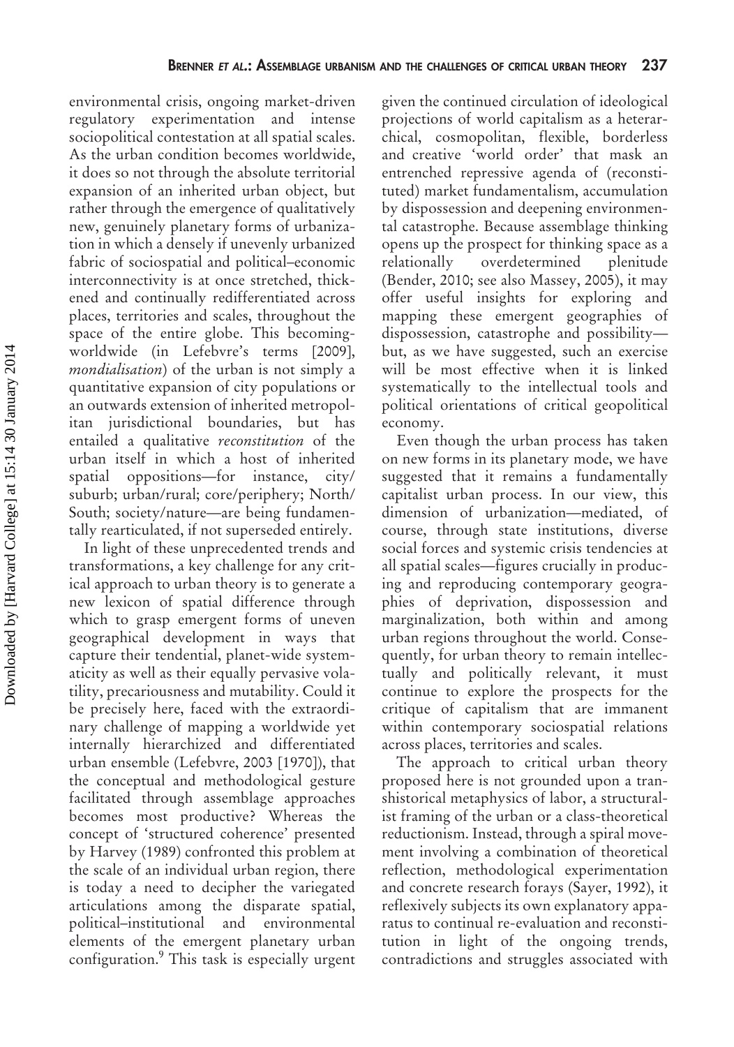environmental crisis, ongoing market-driven regulatory experimentation and intense sociopolitical contestation at all spatial scales. As the urban condition becomes worldwide, it does so not through the absolute territorial expansion of an inherited urban object, but rather through the emergence of qualitatively new, genuinely planetary forms of urbanization in which a densely if unevenly urbanized fabric of sociospatial and political–economic interconnectivity is at once stretched, thickened and continually redifferentiated across places, territories and scales, throughout the space of the entire globe. This becoming-worldwide (in Lefebvre's terms [2009], *mondialisation*) of the urban is not simply a quantitative expansion of city populations or an outwards extension of inherited metropolitan jurisdictional boundaries, but has entailed a qualitative *reconstitution* of the urban itself in which a host of inherited spatial oppositions—for instance, city/suburb; urban/rural; core/periphery; North/South; society/nature—are being fundamentally rearticulated, if not superseded entirely.

In light of these unprecedented trends and transformations, a key challenge for any critical approach to urban theory is to generate a new lexicon of spatial difference through which to grasp emergent forms of uneven geographical development in ways that capture their tendential, planet-wide systematicity as well as their equally pervasive volatility, precariousness and mutability. Could it be precisely here, faced with the extraordinary challenge of mapping a worldwide yet internally hierarchized and differentiated urban ensemble (Lefebvre, 2003 [1970]), that the conceptual and methodological gesture facilitated through assemblage approaches becomes most productive? Whereas the concept of 'structured coherence' presented by Harvey (1989) confronted this problem at the scale of an individual urban region, there is today a need to decipher the variegated articulations among the disparate spatial, political–institutional and environmental elements of the emergent planetary urban configuration.[9] This task is especially urgent given the continued circulation of ideological projections of world capitalism as a heterarchical, cosmopolitan, flexible, borderless and creative 'world order' that mask an entrenched repressive agenda of (reconstituted) market fundamentalism, accumulation by dispossession and deepening environmental catastrophe. Because assemblage thinking opens up the prospect for thinking space as a relationally overdetermined plenitude (Bender, 2010; see also Massey, 2005), it may offer useful insights for exploring and mapping these emergent geographies of dispossession, catastrophe and possibility—but, as we have suggested, such an exercise will be most effective when it is linked systematically to the intellectual tools and political orientations of critical geopolitical economy.

Even though the urban process has taken on new forms in its planetary mode, we have suggested that it remains a fundamentally capitalist urban process. In our view, this dimension of urbanization—mediated, of course, through state institutions, diverse social forces and systemic crisis tendencies at all spatial scales—figures crucially in producing and reproducing contemporary geographies of deprivation, dispossession and marginalization, both within and among urban regions throughout the world. Consequently, for urban theory to remain intellectually and politically relevant, it must continue to explore the prospects for the critique of capitalism that are immanent within contemporary sociospatial relations across places, territories and scales.

The approach to critical urban theory proposed here is not grounded upon a transhistorical metaphysics of labor, a structuralist framing of the urban or a class-theoretical reductionism. Instead, through a spiral movement involving a combination of theoretical reflection, methodological experimentation and concrete research forays (Sayer, 1992), it reflexively subjects its own explanatory apparatus to continual re-evaluation and reconstitution in light of the ongoing trends, contradictions and struggles associated with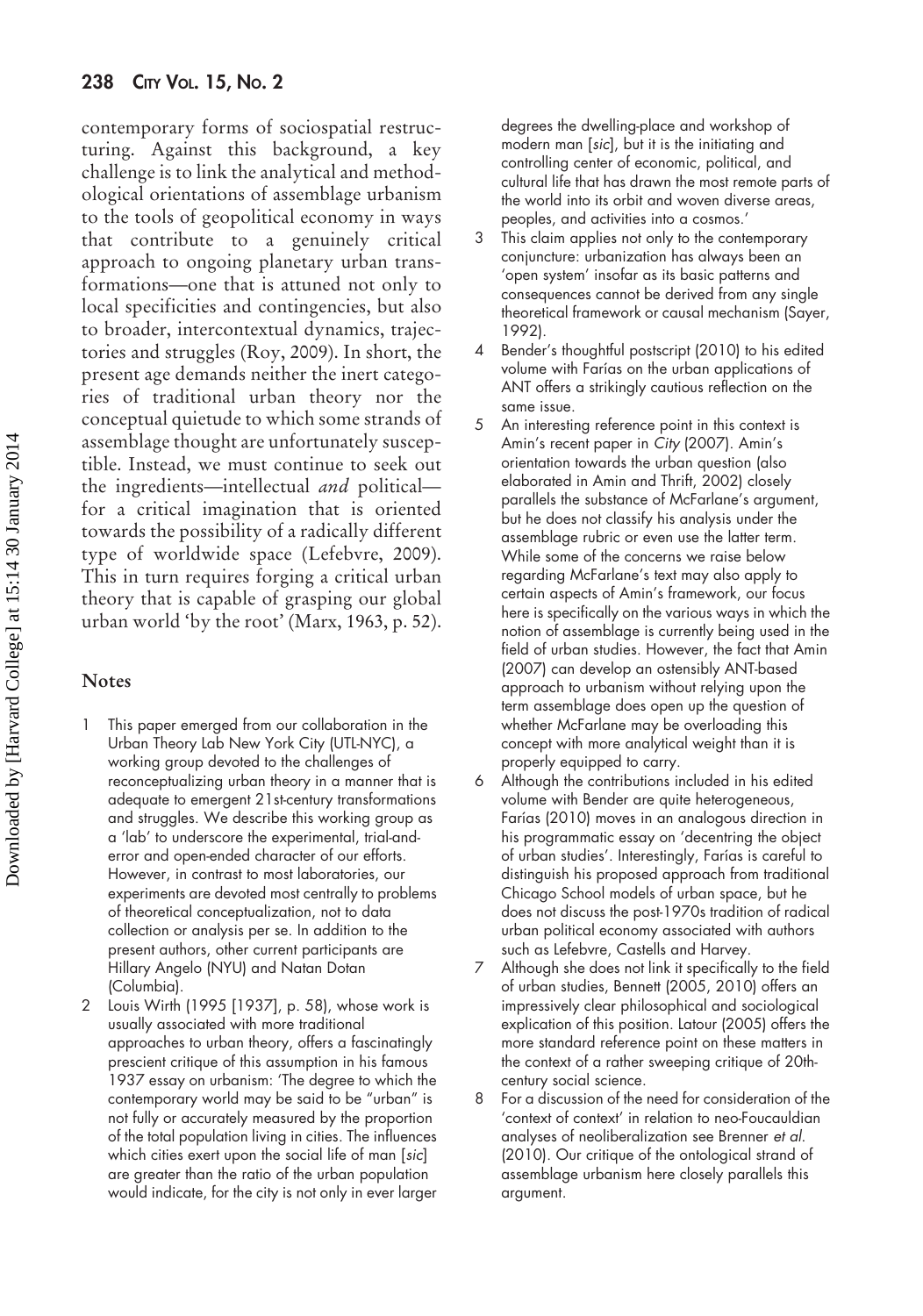contemporary forms of sociospatial restructuring. Against this background, a key challenge is to link the analytical and methodological orientations of assemblage urbanism to the tools of geopolitical economy in ways that contribute to a genuinely critical approach to ongoing planetary urban transformations—one that is attuned not only to local specificities and contingencies, but also to broader, intercontextual dynamics, trajectories and struggles (Roy, 2009). In short, the present age demands neither the inert categories of traditional urban theory nor the conceptual quietude to which some strands of assemblage thought are unfortunately susceptible. Instead, we must continue to seek out the ingredients—intellectual *and* political—for a critical imagination that is oriented towards the possibility of a radically different type of worldwide space (Lefebvre, 2009). This in turn requires forging a critical urban theory that is capable of grasping our global urban world 'by the root' (Marx, 1963, p. 52).

## Notes

1. This paper emerged from our collaboration in the Urban Theory Lab New York City (UTL-NYC), a working group devoted to the challenges of reconceptualizing urban theory in a manner that is adequate to emergent 21st-century transformations and struggles. We describe this working group as a 'lab' to underscore the experimental, trial-and-error and open-ended character of our efforts. However, in contrast to most laboratories, our experiments are devoted most centrally to problems of theoretical conceptualization, not to data collection or analysis per se. In addition to the present authors, other current participants are Hillary Angelo (NYU) and Natan Dotan (Columbia).
2. Louis Wirth (1995 [1937], p. 58), whose work is usually associated with more traditional approaches to urban theory, offers a fascinatingly prescient critique of this assumption in his famous 1937 essay on urbanism: 'The degree to which the contemporary world may be said to be "urban" is not fully or accurately measured by the proportion of the total population living in cities. The influences which cities exert upon the social life of man [*sic*] are greater than the ratio of the urban population would indicate, for the city is not only in ever larger degrees the dwelling-place and workshop of modern man [*sic*], but it is the initiating and controlling center of economic, political, and cultural life that has drawn the most remote parts of the world into its orbit and woven diverse areas, peoples, and activities into a cosmos.'
3. This claim applies not only to the contemporary conjuncture: urbanization has always been an 'open system' insofar as its basic patterns and consequences cannot be derived from any single theoretical framework or causal mechanism (Sayer, 1992).
4. Bender's thoughtful postscript (2010) to his edited volume with Farías on the urban applications of ANT offers a strikingly cautious reflection on the same issue.
5. An interesting reference point in this context is Amin's recent paper in *City* (2007). Amin's orientation towards the urban question (also elaborated in Amin and Thrift, 2002) closely parallels the substance of McFarlane's argument, but he does not classify his analysis under the assemblage rubric or even use the latter term. While some of the concerns we raise below regarding McFarlane's text may also apply to certain aspects of Amin's framework, our focus here is specifically on the various ways in which the notion of assemblage is currently being used in the field of urban studies. However, the fact that Amin (2007) can develop an ostensibly ANT-based approach to urbanism without relying upon the term assemblage does open up the question of whether McFarlane may be overloading this concept with more analytical weight than it is properly equipped to carry.
6. Although the contributions included in his edited volume with Bender are quite heterogeneous, Farías (2010) moves in an analogous direction in his programmatic essay on 'decentring the object of urban studies'. Interestingly, Farías is careful to distinguish his proposed approach from traditional Chicago School models of urban space, but he does not discuss the post-1970s tradition of radical urban political economy associated with authors such as Lefebvre, Castells and Harvey.
7. Although she does not link it specifically to the field of urban studies, Bennett (2005, 2010) offers an impressively clear philosophical and sociological explication of this position. Latour (2005) offers the more standard reference point on these matters in the context of a rather sweeping critique of 20th-century social science.
8. For a discussion of the need for consideration of the 'context of context' in relation to neo-Foucauldian analyses of neoliberalization see Brenner *et al.* (2010). Our critique of the ontological strand of assemblage urbanism here closely parallels this argument.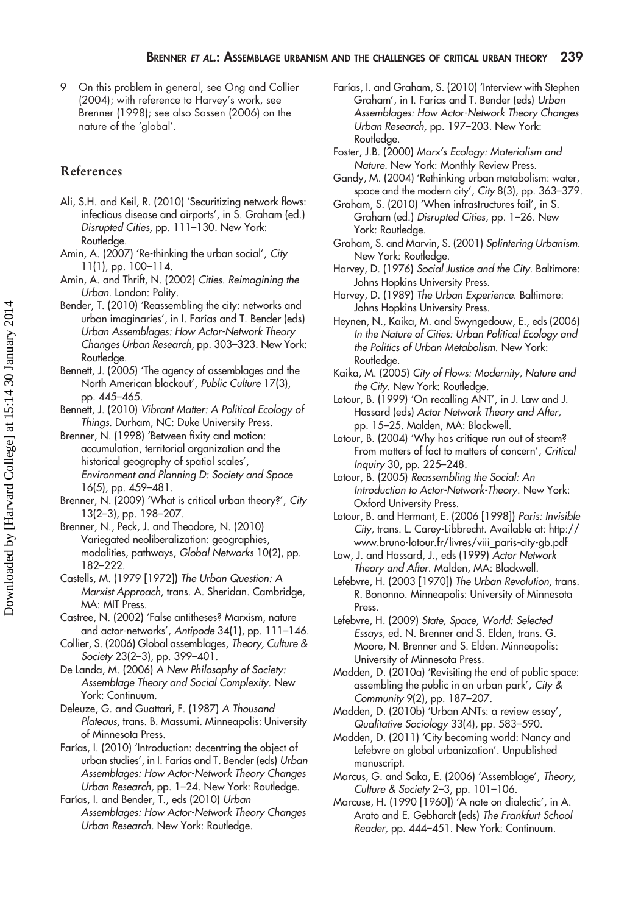9 On this problem in general, see Ong and Collier (2004); with reference to Harvey's work, see Brenner (1998); see also Sassen (2006) on the nature of the 'global'.

## References

Ali, S.H. and Keil, R. (2010) 'Securitizing network flows: infectious disease and airports', in S. Graham (ed.) *Disrupted Cities,* pp. 111–130. New York: Routledge.

Amin, A. (2007) 'Re-thinking the urban social', *City* 11(1), pp. 100–114.

Amin, A. and Thrift, N. (2002) *Cities. Reimagining the Urban.* London: Polity.

Bender, T. (2010) 'Reassembling the city: networks and urban imaginaries', in I. Farías and T. Bender (eds) *Urban Assemblages: How Actor-Network Theory Changes Urban Research,* pp. 303–323. New York: Routledge.

Bennett, J. (2005) 'The agency of assemblages and the North American blackout', *Public Culture* 17(3), pp. 445–465.

Bennett, J. (2010) *Vibrant Matter: A Political Ecology of Things.* Durham, NC: Duke University Press.

Brenner, N. (1998) 'Between fixity and motion: accumulation, territorial organization and the historical geography of spatial scales', *Environment and Planning D: Society and Space* 16(5), pp. 459–481.

Brenner, N. (2009) 'What is critical urban theory?', *City* 13(2–3), pp. 198–207.

Brenner, N., Peck, J. and Theodore, N. (2010) Variegated neoliberalization: geographies, modalities, pathways, *Global Networks* 10(2), pp. 182–222.

Castells, M. (1979 [1972]) *The Urban Question: A Marxist Approach,* trans. A. Sheridan. Cambridge, MA: MIT Press.

Castree, N. (2002) 'False antitheses? Marxism, nature and actor-networks', *Antipode* 34(1), pp. 111–146.

Collier, S. (2006) Global assemblages, *Theory, Culture & Society* 23(2–3), pp. 399–401.

De Landa, M. (2006) *A New Philosophy of Society: Assemblage Theory and Social Complexity.* New York: Continuum.

Deleuze, G. and Guattari, F. (1987) *A Thousand Plateaus,* trans. B. Massumi. Minneapolis: University of Minnesota Press.

Farías, I. (2010) 'Introduction: decentring the object of urban studies', in I. Farías and T. Bender (eds) *Urban Assemblages: How Actor-Network Theory Changes Urban Research,* pp. 1–24. New York: Routledge.

Farías, I. and Bender, T., eds (2010) *Urban Assemblages: How Actor-Network Theory Changes Urban Research.* New York: Routledge.

Farías, I. and Graham, S. (2010) 'Interview with Stephen Graham', in I. Farías and T. Bender (eds) *Urban Assemblages: How Actor-Network Theory Changes Urban Research,* pp. 197–203. New York: Routledge.

Foster, J.B. (2000) *Marx's Ecology: Materialism and Nature.* New York: Monthly Review Press.

Gandy, M. (2004) 'Rethinking urban metabolism: water, space and the modern city', *City* 8(3), pp. 363–379.

Graham, S. (2010) 'When infrastructures fail', in S. Graham (ed.) *Disrupted Cities,* pp. 1–26. New York: Routledge.

Graham, S. and Marvin, S. (2001) *Splintering Urbanism.* New York: Routledge.

Harvey, D. (1976) *Social Justice and the City.* Baltimore: Johns Hopkins University Press.

Harvey, D. (1989) *The Urban Experience.* Baltimore: Johns Hopkins University Press.

Heynen, N., Kaika, M. and Swyngedouw, E., eds (2006) *In the Nature of Cities: Urban Political Ecology and the Politics of Urban Metabolism.* New York: Routledge.

Kaika, M. (2005) *City of Flows: Modernity, Nature and the City.* New York: Routledge.

Latour, B. (1999) 'On recalling ANT', in J. Law and J. Hassard (eds) *Actor Network Theory and After,* pp. 15–25. Malden, MA: Blackwell.

Latour, B. (2004) 'Why has critique run out of steam? From matters of fact to matters of concern', *Critical Inquiry* 30, pp. 225–248.

Latour, B. (2005) *Reassembling the Social: An Introduction to Actor-Network-Theory.* New York: Oxford University Press.

Latour, B. and Hermant, E. (2006 [1998]) *Paris: Invisible City,* trans. L. Carey-Libbrecht. Available at: http://www.bruno-latour.fr/livres/viii_paris-city-gb.pdf

Law, J. and Hassard, J., eds (1999) *Actor Network Theory and After.* Malden, MA: Blackwell.

Lefebvre, H. (2003 [1970]) *The Urban Revolution,* trans. R. Bononno. Minneapolis: University of Minnesota Press.

Lefebvre, H. (2009) *State, Space, World: Selected Essays,* ed. N. Brenner and S. Elden, trans. G. Moore, N. Brenner and S. Elden. Minneapolis: University of Minnesota Press.

Madden, D. (2010a) 'Revisiting the end of public space: assembling the public in an urban park', *City & Community* 9(2), pp. 187–207.

Madden, D. (2010b) 'Urban ANTs: a review essay', *Qualitative Sociology* 33(4), pp. 583–590.

Madden, D. (2011) 'City becoming world: Nancy and Lefebvre on global urbanization'. Unpublished manuscript.

Marcus, G. and Saka, E. (2006) 'Assemblage', *Theory, Culture & Society* 2–3, pp. 101–106.

Marcuse, H. (1990 [1960]) 'A note on dialectic', in A. Arato and E. Gebhardt (eds) *The Frankfurt School Reader,* pp. 444–451. New York: Continuum.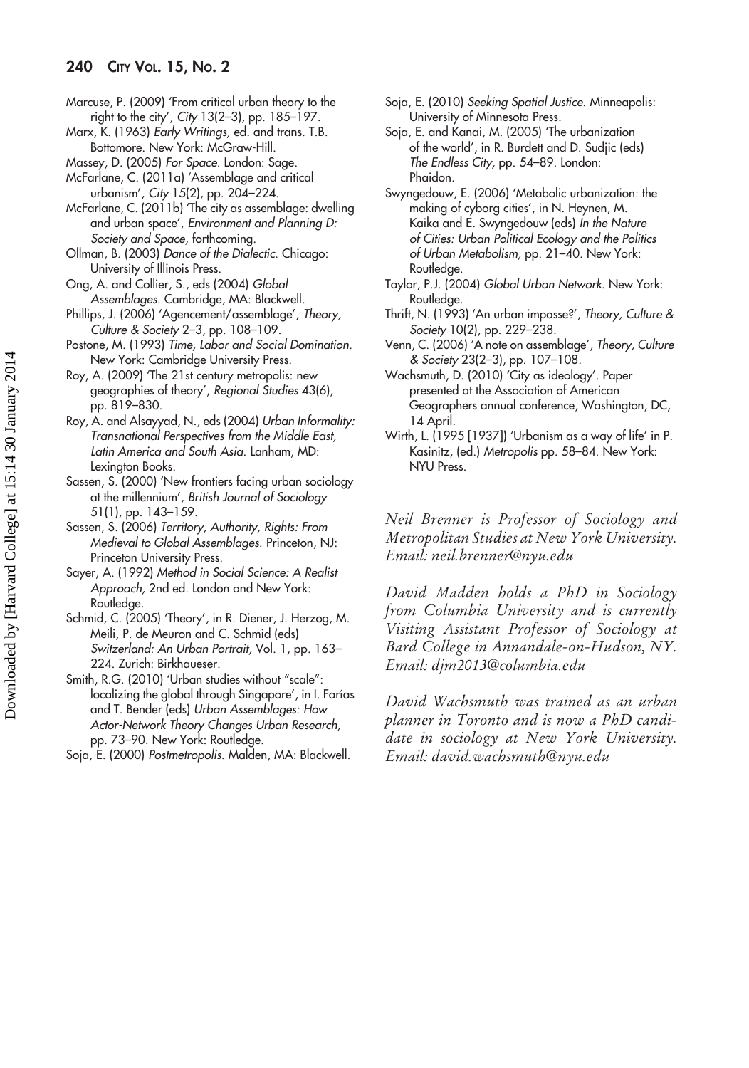Marcuse, P. (2009) 'From critical urban theory to the right to the city', *City* 13(2–3), pp. 185–197.

Marx, K. (1963) *Early Writings*, ed. and trans. T.B. Bottomore. New York: McGraw-Hill.

Massey, D. (2005) *For Space*. London: Sage.

McFarlane, C. (2011a) 'Assemblage and critical urbanism', *City* 15(2), pp. 204–224.

McFarlane, C. (2011b) 'The city as assemblage: dwelling and urban space', *Environment and Planning D: Society and Space*, forthcoming.

Ollman, B. (2003) *Dance of the Dialectic*. Chicago: University of Illinois Press.

Ong, A. and Collier, S., eds (2004) *Global Assemblages*. Cambridge, MA: Blackwell.

Phillips, J. (2006) 'Agencement/assemblage', *Theory, Culture & Society* 2–3, pp. 108–109.

Postone, M. (1993) *Time, Labor and Social Domination*. New York: Cambridge University Press.

Roy, A. (2009) 'The 21st century metropolis: new geographies of theory', *Regional Studies* 43(6), pp. 819–830.

Roy, A. and Alsayyad, N., eds (2004) *Urban Informality: Transnational Perspectives from the Middle East, Latin America and South Asia*. Lanham, MD: Lexington Books.

Sassen, S. (2000) 'New frontiers facing urban sociology at the millennium', *British Journal of Sociology* 51(1), pp. 143–159.

Sassen, S. (2006) *Territory, Authority, Rights: From Medieval to Global Assemblages*. Princeton, NJ: Princeton University Press.

Sayer, A. (1992) *Method in Social Science: A Realist Approach*, 2nd ed. London and New York: Routledge.

Schmid, C. (2005) 'Theory', in R. Diener, J. Herzog, M. Meili, P. de Meuron and C. Schmid (eds) *Switzerland: An Urban Portrait*, Vol. 1, pp. 163–224. Zurich: Birkhaueser.

Smith, R.G. (2010) 'Urban studies without "scale": localizing the global through Singapore', in I. Farías and T. Bender (eds) *Urban Assemblages: How Actor-Network Theory Changes Urban Research*, pp. 73–90. New York: Routledge.

Soja, E. (2000) *Postmetropolis*. Malden, MA: Blackwell.

Soja, E. (2010) *Seeking Spatial Justice*. Minneapolis: University of Minnesota Press.

Soja, E. and Kanai, M. (2005) 'The urbanization of the world', in R. Burdett and D. Sudjic (eds) *The Endless City*, pp. 54–89. London: Phaidon.

Swyngedouw, E. (2006) 'Metabolic urbanization: the making of cyborg cities', in N. Heynen, M. Kaika and E. Swyngedouw (eds) *In the Nature of Cities: Urban Political Ecology and the Politics of Urban Metabolism*, pp. 21–40. New York: Routledge.

Taylor, P.J. (2004) *Global Urban Network*. New York: Routledge.

Thrift, N. (1993) 'An urban impasse?', *Theory, Culture & Society* 10(2), pp. 229–238.

Venn, C. (2006) 'A note on assemblage', *Theory, Culture & Society* 23(2–3), pp. 107–108.

Wachsmuth, D. (2010) 'City as ideology'. Paper presented at the Association of American Geographers annual conference, Washington, DC, 14 April.

Wirth, L. (1995 [1937]) 'Urbanism as a way of life' in P. Kasinitz, (ed.) *Metropolis* pp. 58–84. New York: NYU Press.

*Neil Brenner is Professor of Sociology and Metropolitan Studies at New York University. Email: neil.brenner@nyu.edu*

*David Madden holds a PhD in Sociology from Columbia University and is currently Visiting Assistant Professor of Sociology at Bard College in Annandale-on-Hudson, NY. Email: djm2013@columbia.edu*

*David Wachsmuth was trained as an urban planner in Toronto and is now a PhD candidate in sociology at New York University. Email: david.wachsmuth@nyu.edu*